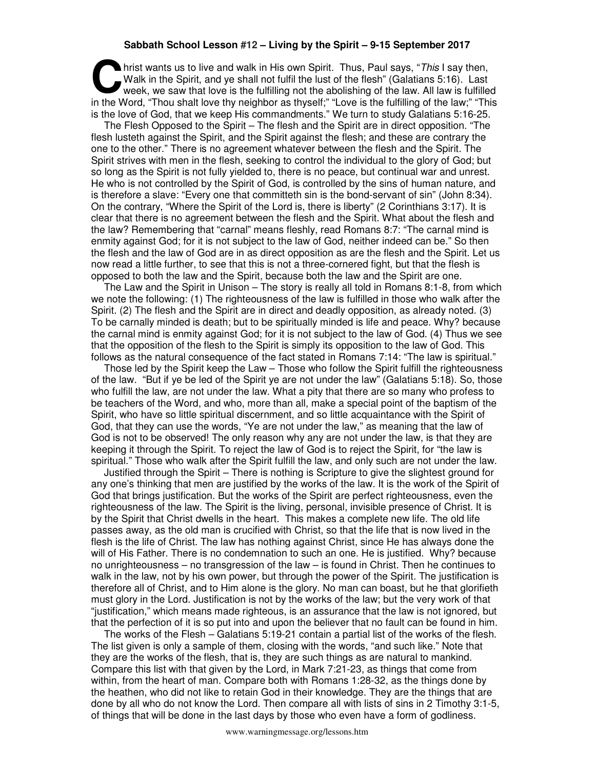**Sabbath School Lesson #12 – Living by the Spirit – 9-15 September 2017**

Christ wants us to live and walk in His own Spirit. Thus, Paul says, "*This* I say then, Walk in the Spirit, and ye shall not fulfil the lust of the flesh" (Galatians 5:16). Last week, we saw that love is the fulfilling not the abolishing of the law. All law is fulfilled in the Word, "Thou shalt love thy neighbor as thyself;" "Love is the fulfilling of the law;" "This is the love of God, that we keep His commandments." We turn to study Galatians 5:16-25.

The Flesh Opposed to the Spirit – The flesh and the Spirit are in direct opposition. "The flesh lusteth against the Spirit, and the Spirit against the flesh; and these are contrary the one to the other." There is no agreement whatever between the flesh and the Spirit. The Spirit strives with men in the flesh, seeking to control the individual to the glory of God; but so long as the Spirit is not fully yielded to, there is no peace, but continual war and unrest. He who is not controlled by the Spirit of God, is controlled by the sins of human nature, and is therefore a slave: "Every one that committeth sin is the bond-servant of sin" (John 8:34). On the contrary, "Where the Spirit of the Lord is, there is liberty" (2 Corinthians 3:17). It is clear that there is no agreement between the flesh and the Spirit. What about the flesh and the law? Remembering that "carnal" means fleshly, read Romans 8:7: "The carnal mind is enmity against God; for it is not subject to the law of God, neither indeed can be." So then the flesh and the law of God are in as direct opposition as are the flesh and the Spirit. Let us now read a little further, to see that this is not a three-cornered fight, but that the flesh is opposed to both the law and the Spirit, because both the law and the Spirit are one.

The Law and the Spirit in Unison – The story is really all told in Romans 8:1-8, from which we note the following: (1) The righteousness of the law is fulfilled in those who walk after the Spirit. (2) The flesh and the Spirit are in direct and deadly opposition, as already noted. (3) To be carnally minded is death; but to be spiritually minded is life and peace. Why? because the carnal mind is enmity against God; for it is not subject to the law of God. (4) Thus we see that the opposition of the flesh to the Spirit is simply its opposition to the law of God. This follows as the natural consequence of the fact stated in Romans 7:14: "The law is spiritual."

Those led by the Spirit keep the Law – Those who follow the Spirit fulfill the righteousness of the law. "But if ye be led of the Spirit ye are not under the law" (Galatians 5:18). So, those who fulfill the law, are not under the law. What a pity that there are so many who profess to be teachers of the Word, and who, more than all, make a special point of the baptism of the Spirit, who have so little spiritual discernment, and so little acquaintance with the Spirit of God, that they can use the words, "Ye are not under the law," as meaning that the law of God is not to be observed! The only reason why any are not under the law, is that they are keeping it through the Spirit. To reject the law of God is to reject the Spirit, for "the law is spiritual." Those who walk after the Spirit fulfill the law, and only such are not under the law.

Justified through the Spirit – There is nothing is Scripture to give the slightest ground for any one's thinking that men are justified by the works of the law. It is the work of the Spirit of God that brings justification. But the works of the Spirit are perfect righteousness, even the righteousness of the law. The Spirit is the living, personal, invisible presence of Christ. It is by the Spirit that Christ dwells in the heart. This makes a complete new life. The old life passes away, as the old man is crucified with Christ, so that the life that is now lived in the flesh is the life of Christ. The law has nothing against Christ, since He has always done the will of His Father. There is no condemnation to such an one. He is justified. Why? because no unrighteousness – no transgression of the law – is found in Christ. Then he continues to walk in the law, not by his own power, but through the power of the Spirit. The justification is therefore all of Christ, and to Him alone is the glory. No man can boast, but he that glorifieth must glory in the Lord. Justification is not by the works of the law; but the very work of that "justification," which means made righteous, is an assurance that the law is not ignored, but that the perfection of it is so put into and upon the believer that no fault can be found in him.

The works of the Flesh – Galatians 5:19-21 contain a partial list of the works of the flesh. The list given is only a sample of them, closing with the words, "and such like." Note that they are the works of the flesh, that is, they are such things as are natural to mankind. Compare this list with that given by the Lord, in Mark 7:21-23, as things that come from within, from the heart of man. Compare both with Romans 1:28-32, as the things done by the heathen, who did not like to retain God in their knowledge. They are the things that are done by all who do not know the Lord. Then compare all with lists of sins in 2 Timothy 3:1-5, of things that will be done in the last days by those who even have a form of godliness.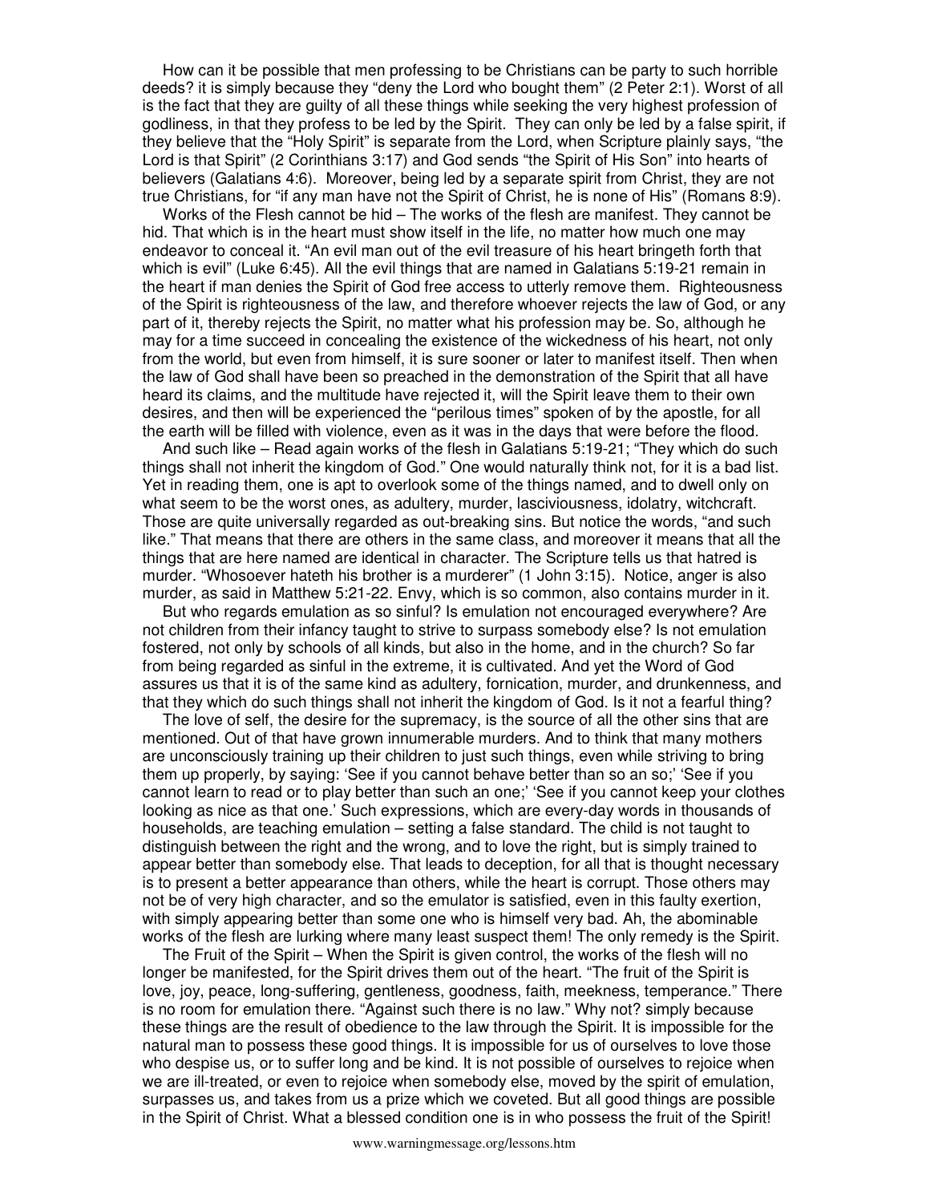How can it be possible that men professing to be Christians can be party to such horrible deeds? it is simply because they "deny the Lord who bought them" (2 Peter 2:1). Worst of all is the fact that they are guilty of all these things while seeking the very highest profession of godliness, in that they profess to be led by the Spirit. They can only be led by a false spirit, if they believe that the "Holy Spirit" is separate from the Lord, when Scripture plainly says, "the Lord is that Spirit" (2 Corinthians 3:17) and God sends "the Spirit of His Son" into hearts of believers (Galatians 4:6). Moreover, being led by a separate spirit from Christ, they are not true Christians, for "if any man have not the Spirit of Christ, he is none of His" (Romans 8:9).

Works of the Flesh cannot be hid – The works of the flesh are manifest. They cannot be hid. That which is in the heart must show itself in the life, no matter how much one may endeavor to conceal it. "An evil man out of the evil treasure of his heart bringeth forth that which is evil" (Luke 6:45). All the evil things that are named in Galatians 5:19-21 remain in the heart if man denies the Spirit of God free access to utterly remove them. Righteousness of the Spirit is righteousness of the law, and therefore whoever rejects the law of God, or any part of it, thereby rejects the Spirit, no matter what his profession may be. So, although he may for a time succeed in concealing the existence of the wickedness of his heart, not only from the world, but even from himself, it is sure sooner or later to manifest itself. Then when the law of God shall have been so preached in the demonstration of the Spirit that all have heard its claims, and the multitude have rejected it, will the Spirit leave them to their own desires, and then will be experienced the "perilous times" spoken of by the apostle, for all the earth will be filled with violence, even as it was in the days that were before the flood.

And such like – Read again works of the flesh in Galatians 5:19-21; "They which do such things shall not inherit the kingdom of God." One would naturally think not, for it is a bad list. Yet in reading them, one is apt to overlook some of the things named, and to dwell only on what seem to be the worst ones, as adultery, murder, lasciviousness, idolatry, witchcraft. Those are quite universally regarded as out-breaking sins. But notice the words, "and such like." That means that there are others in the same class, and moreover it means that all the things that are here named are identical in character. The Scripture tells us that hatred is murder. "Whosoever hateth his brother is a murderer" (1 John 3:15). Notice, anger is also murder, as said in Matthew 5:21-22. Envy, which is so common, also contains murder in it.

But who regards emulation as so sinful? Is emulation not encouraged everywhere? Are not children from their infancy taught to strive to surpass somebody else? Is not emulation fostered, not only by schools of all kinds, but also in the home, and in the church? So far from being regarded as sinful in the extreme, it is cultivated. And yet the Word of God assures us that it is of the same kind as adultery, fornication, murder, and drunkenness, and that they which do such things shall not inherit the kingdom of God. Is it not a fearful thing?

The love of self, the desire for the supremacy, is the source of all the other sins that are mentioned. Out of that have grown innumerable murders. And to think that many mothers are unconsciously training up their children to just such things, even while striving to bring them up properly, by saying: 'See if you cannot behave better than so an so;' 'See if you cannot learn to read or to play better than such an one;' 'See if you cannot keep your clothes looking as nice as that one.' Such expressions, which are every-day words in thousands of households, are teaching emulation – setting a false standard. The child is not taught to distinguish between the right and the wrong, and to love the right, but is simply trained to appear better than somebody else. That leads to deception, for all that is thought necessary is to present a better appearance than others, while the heart is corrupt. Those others may not be of very high character, and so the emulator is satisfied, even in this faulty exertion, with simply appearing better than some one who is himself very bad. Ah, the abominable works of the flesh are lurking where many least suspect them! The only remedy is the Spirit.

The Fruit of the Spirit – When the Spirit is given control, the works of the flesh will no longer be manifested, for the Spirit drives them out of the heart. "The fruit of the Spirit is love, joy, peace, long-suffering, gentleness, goodness, faith, meekness, temperance." There is no room for emulation there. "Against such there is no law." Why not? simply because these things are the result of obedience to the law through the Spirit. It is impossible for the natural man to possess these good things. It is impossible for us of ourselves to love those who despise us, or to suffer long and be kind. It is not possible of ourselves to rejoice when we are ill-treated, or even to rejoice when somebody else, moved by the spirit of emulation, surpasses us, and takes from us a prize which we coveted. But all good things are possible in the Spirit of Christ. What a blessed condition one is in who possess the fruit of the Spirit!

www.warningmessage.org/lessons.htm